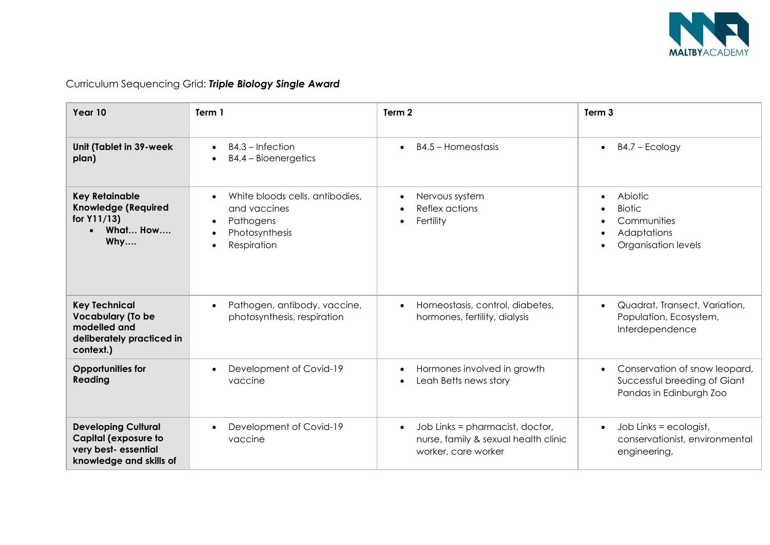Curriculum Sequencing Grid: ***Triple Biology Single Award***

| **Year 10** | **Term 1** | **Term 2** | **Term 3** |
| --- | --- | --- | --- |
| **Unit (Tablet in 39-week plan)** | • B4.3 – Infection<br>• B4.4 – Bioenergetics | • B4.5 – Homeostasis | • B4.7 – Ecology |
| **Key Retainable Knowledge (Required for Y11/13)**<br>• **What… How…. Why….** | • White bloods cells, antibodies, and vaccines<br>• Pathogens<br>• Photosynthesis<br>• Respiration | • Nervous system<br>• Reflex actions<br>• Fertility | • Abiotic<br>• Biotic<br>• Communities<br>• Adaptations<br>• Organisation levels |
| **Key Technical Vocabulary (To be modelled and deliberately practiced in context.)** | • Pathogen, antibody, vaccine, photosynthesis, respiration | • Homeostasis, control, diabetes, hormones, fertility, dialysis | • Quadrat, Transect, Variation, Population, Ecosystem, Interdependence |
| **Opportunities for Reading** | • Development of Covid-19 vaccine | • Hormones involved in growth<br>• Leah Betts news story | • Conservation of snow leopard, Successful breeding of Giant Pandas in Edinburgh Zoo |
| **Developing Cultural Capital (exposure to very best- essential knowledge and skills of** | • Development of Covid-19 vaccine | • Job Links = pharmacist, doctor, nurse, family & sexual health clinic worker, care worker | • Job Links = ecologist, conservationist, environmental engineering, |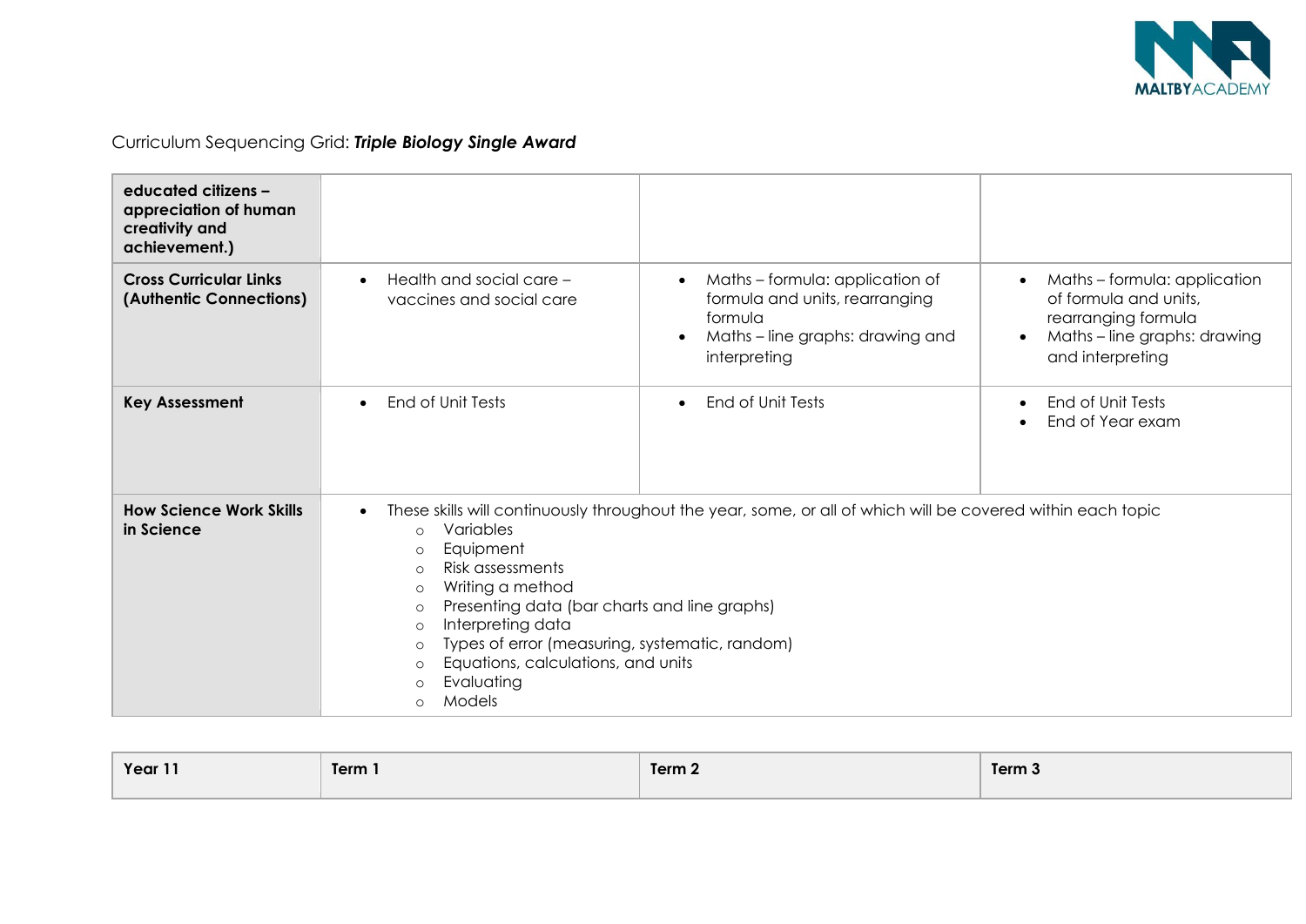Curriculum Sequencing Grid: ***Triple Biology Single Award***

| | | | |
|---|---|---|---|
| **educated citizens – appreciation of human creativity and achievement.)** | | | |
| **Cross Curricular Links (Authentic Connections)** | • Health and social care – vaccines and social care | • Maths – formula: application of formula and units, rearranging formula<br>• Maths – line graphs: drawing and interpreting | • Maths – formula: application of formula and units, rearranging formula<br>• Maths – line graphs: drawing and interpreting |
| **Key Assessment** | • End of Unit Tests | • End of Unit Tests | • End of Unit Tests<br>• End of Year exam |
| **How Science Work Skills in Science** | • These skills will continuously throughout the year, some, or all of which will be covered within each topic<br>○ Variables<br>○ Equipment<br>○ Risk assessments<br>○ Writing a method<br>○ Presenting data (bar charts and line graphs)<br>○ Interpreting data<br>○ Types of error (measuring, systematic, random)<br>○ Equations, calculations, and units<br>○ Evaluating<br>○ Models | | |

| **Year 11** | **Term 1** | **Term 2** | **Term 3** |
|---|---|---|---|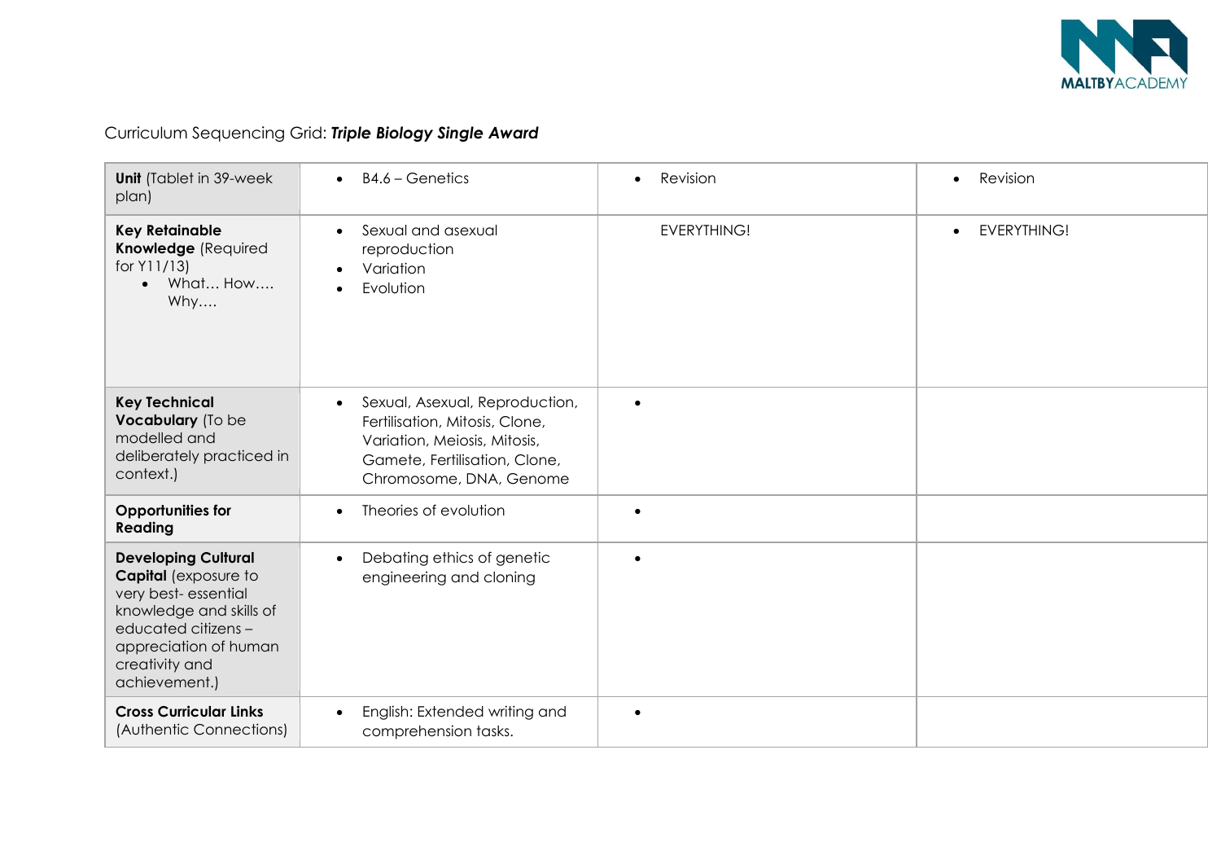Curriculum Sequencing Grid: ***Triple Biology Single Award***

| **Unit** (Tablet in 39-week plan) | • B4.6 – Genetics | • Revision | • Revision |
|---|---|---|---|
| **Key Retainable Knowledge** (Required for Y11/13) • What… How…. Why…. | • Sexual and asexual reproduction • Variation • Evolution | EVERYTHING! | • EVERYTHING! |
| **Key Technical Vocabulary** (To be modelled and deliberately practiced in context.) | • Sexual, Asexual, Reproduction, Fertilisation, Mitosis, Clone, Variation, Meiosis, Mitosis, Gamete, Fertilisation, Clone, Chromosome, DNA, Genome | • | |
| **Opportunities for Reading** | • Theories of evolution | • | |
| **Developing Cultural Capital** (exposure to very best- essential knowledge and skills of educated citizens – appreciation of human creativity and achievement.) | • Debating ethics of genetic engineering and cloning | • | |
| **Cross Curricular Links** (Authentic Connections) | • English: Extended writing and comprehension tasks. | • | |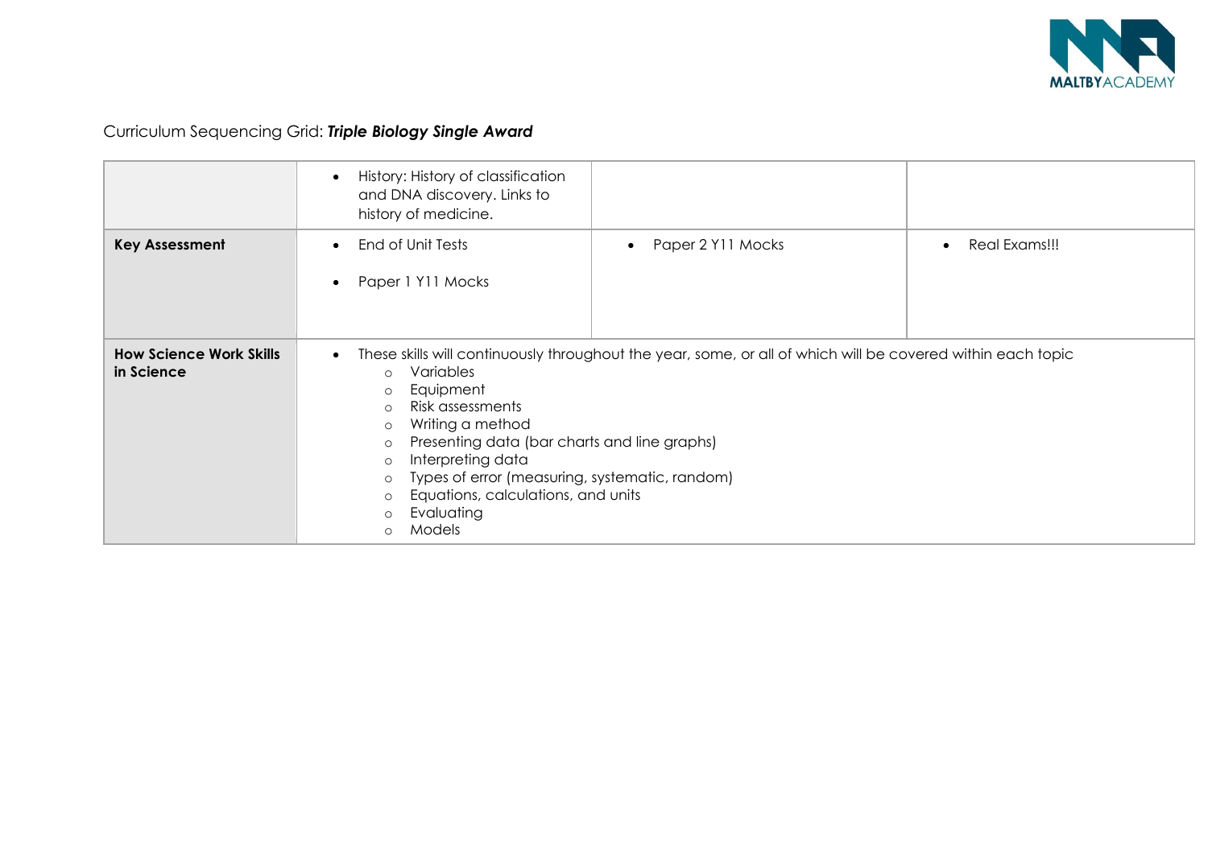Curriculum Sequencing Grid: ***Triple Biology Single Award***

| | | | |
|---|---|---|---|
| | • History: History of classification and DNA discovery. Links to history of medicine. | | |
| **Key Assessment** | • End of Unit Tests<br>• Paper 1 Y11 Mocks | • Paper 2 Y11 Mocks | • Real Exams!!! |
| **How Science Work Skills in Science** | • These skills will continuously throughout the year, some, or all of which will be covered within each topic<br>○ Variables<br>○ Equipment<br>○ Risk assessments<br>○ Writing a method<br>○ Presenting data (bar charts and line graphs)<br>○ Interpreting data<br>○ Types of error (measuring, systematic, random)<br>○ Equations, calculations, and units<br>○ Evaluating<br>○ Models | | |